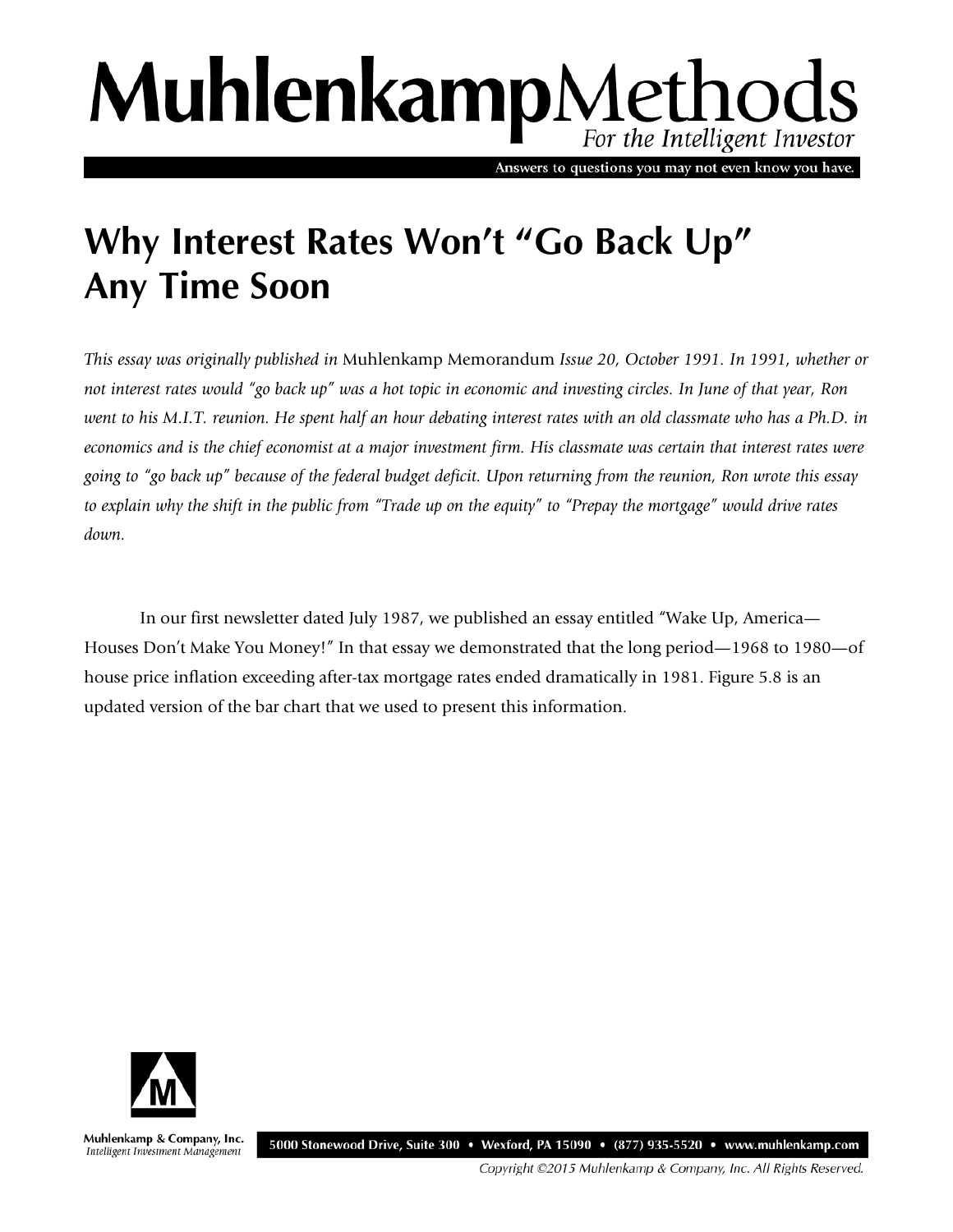# Why Interest Rates Won't "Go Back Up" Any Time Soon

*This essay was originally published in* Muhlenkamp Memorandum *Issue 20, October 1991. In 1991, whether or not interest rates would "go back up" was a hot topic in economic and investing circles. In June of that year, Ron went to his M.I.T. reunion. He spent half an hour debating interest rates with an old classmate who has a Ph.D. in economics and is the chief economist at a major investment firm. His classmate was certain that interest rates were going to "go back up" because of the federal budget deficit. Upon returning from the reunion, Ron wrote this essay to explain why the shift in the public from "Trade up on the equity" to "Prepay the mortgage" would drive rates down.*

In our first newsletter dated July 1987, we published an essay entitled "Wake Up, America—Houses Don't Make You Money!" In that essay we demonstrated that the long period—1968 to 1980—of house price inflation exceeding after-tax mortgage rates ended dramatically in 1981. Figure 5.8 is an updated version of the bar chart that we used to present this information.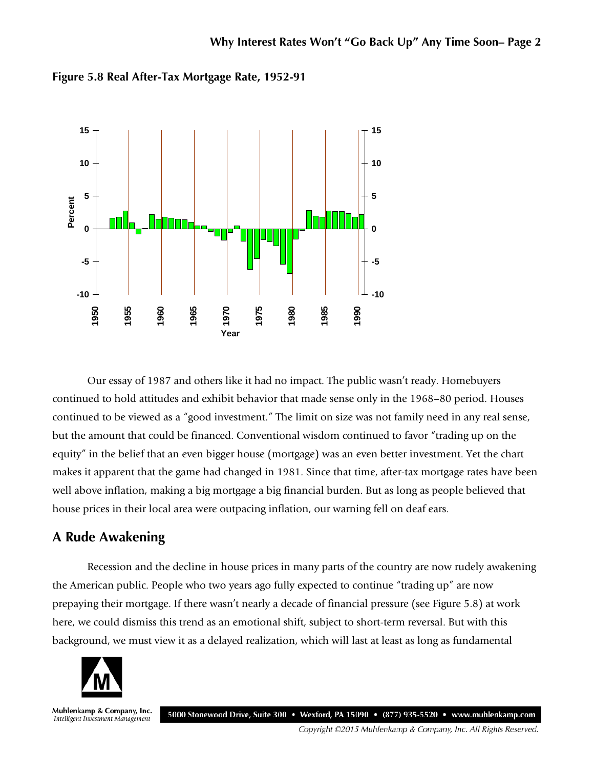**Figure 5.8 Real After-Tax Mortgage Rate, 1952-91**

Our essay of 1987 and others like it had no impact. The public wasn't ready. Homebuyers continued to hold attitudes and exhibit behavior that made sense only in the 1968–80 period. Houses continued to be viewed as a "good investment." The limit on size was not family need in any real sense, but the amount that could be financed. Conventional wisdom continued to favor "trading up on the equity" in the belief that an even bigger house (mortgage) was an even better investment. Yet the chart makes it apparent that the game had changed in 1981. Since that time, after-tax mortgage rates have been well above inflation, making a big mortgage a big financial burden. But as long as people believed that house prices in their local area were outpacing inflation, our warning fell on deaf ears.

## A Rude Awakening

Recession and the decline in house prices in many parts of the country are now rudely awakening the American public. People who two years ago fully expected to continue "trading up" are now prepaying their mortgage. If there wasn't nearly a decade of financial pressure (see Figure 5.8) at work here, we could dismiss this trend as an emotional shift, subject to short-term reversal. But with this background, we must view it as a delayed realization, which will last at least as long as fundamental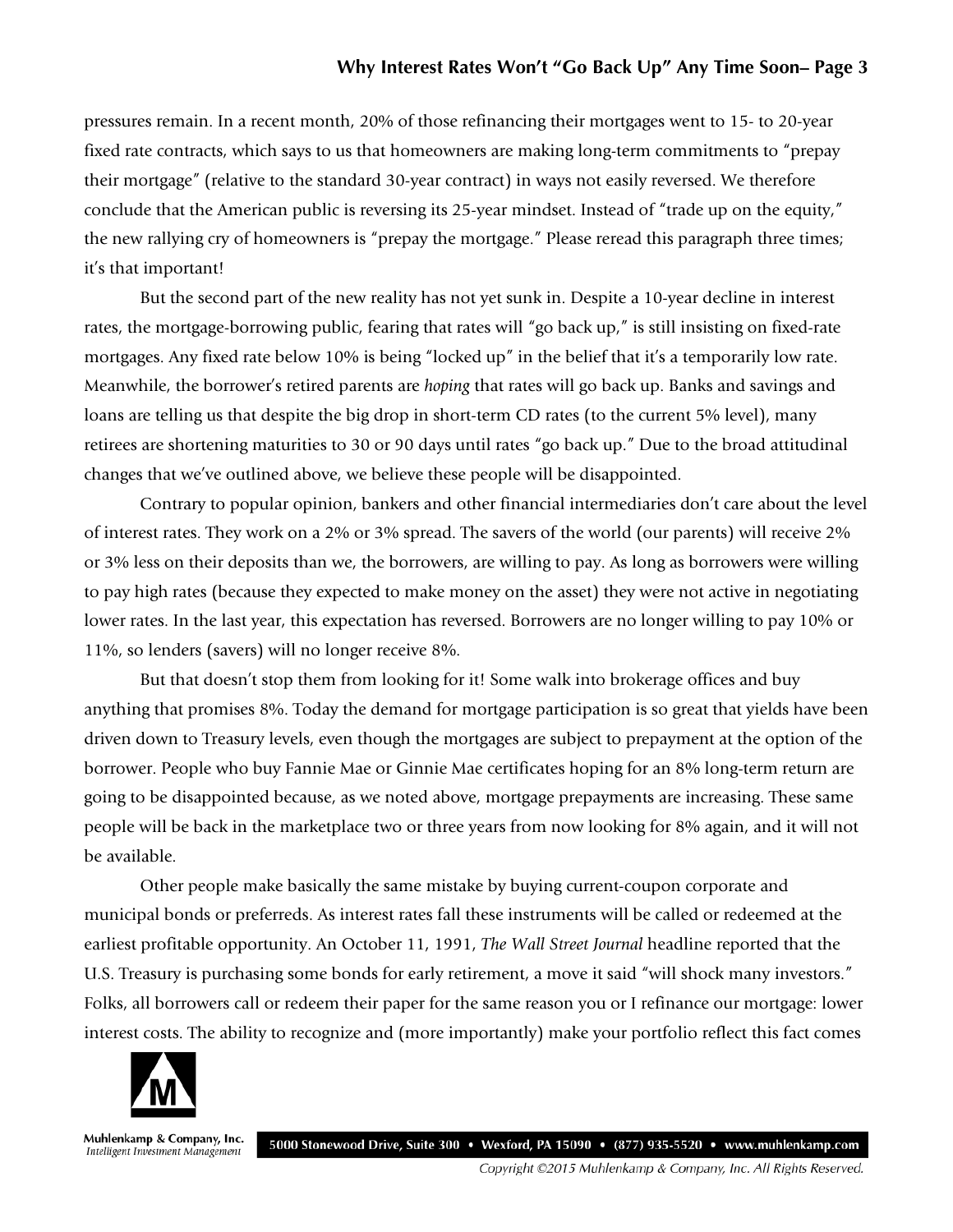pressures remain. In a recent month, 20% of those refinancing their mortgages went to 15- to 20-year fixed rate contracts, which says to us that homeowners are making long-term commitments to "prepay their mortgage" (relative to the standard 30-year contract) in ways not easily reversed. We therefore conclude that the American public is reversing its 25-year mindset. Instead of "trade up on the equity," the new rallying cry of homeowners is "prepay the mortgage." Please reread this paragraph three times; it's that important!

But the second part of the new reality has not yet sunk in. Despite a 10-year decline in interest rates, the mortgage-borrowing public, fearing that rates will "go back up," is still insisting on fixed-rate mortgages. Any fixed rate below 10% is being "locked up" in the belief that it's a temporarily low rate. Meanwhile, the borrower's retired parents are *hoping* that rates will go back up. Banks and savings and loans are telling us that despite the big drop in short-term CD rates (to the current 5% level), many retirees are shortening maturities to 30 or 90 days until rates "go back up." Due to the broad attitudinal changes that we've outlined above, we believe these people will be disappointed.

Contrary to popular opinion, bankers and other financial intermediaries don't care about the level of interest rates. They work on a 2% or 3% spread. The savers of the world (our parents) will receive 2% or 3% less on their deposits than we, the borrowers, are willing to pay. As long as borrowers were willing to pay high rates (because they expected to make money on the asset) they were not active in negotiating lower rates. In the last year, this expectation has reversed. Borrowers are no longer willing to pay 10% or 11%, so lenders (savers) will no longer receive 8%.

But that doesn't stop them from looking for it! Some walk into brokerage offices and buy anything that promises 8%. Today the demand for mortgage participation is so great that yields have been driven down to Treasury levels, even though the mortgages are subject to prepayment at the option of the borrower. People who buy Fannie Mae or Ginnie Mae certificates hoping for an 8% long-term return are going to be disappointed because, as we noted above, mortgage prepayments are increasing. These same people will be back in the marketplace two or three years from now looking for 8% again, and it will not be available.

Other people make basically the same mistake by buying current-coupon corporate and municipal bonds or preferreds. As interest rates fall these instruments will be called or redeemed at the earliest profitable opportunity. An October 11, 1991, *The Wall Street Journal* headline reported that the U.S. Treasury is purchasing some bonds for early retirement, a move it said "will shock many investors." Folks, all borrowers call or redeem their paper for the same reason you or I refinance our mortgage: lower interest costs. The ability to recognize and (more importantly) make your portfolio reflect this fact comes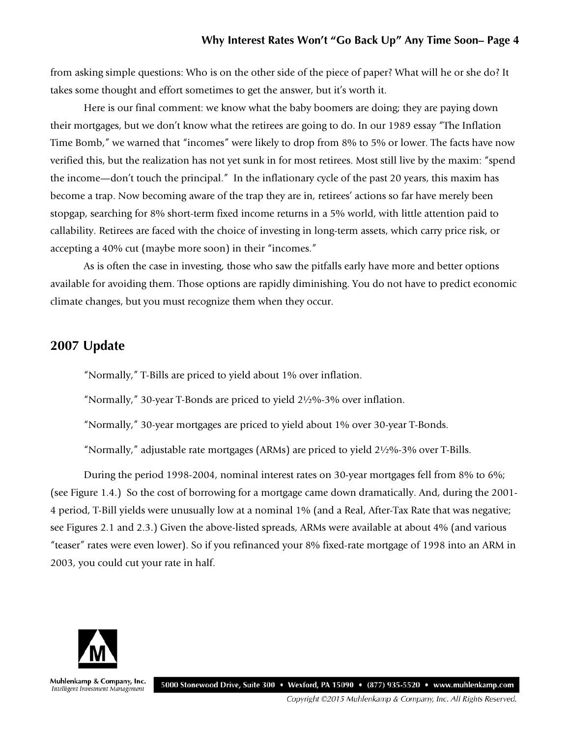from asking simple questions: Who is on the other side of the piece of paper? What will he or she do? It takes some thought and effort sometimes to get the answer, but it's worth it.

Here is our final comment: we know what the baby boomers are doing; they are paying down their mortgages, but we don't know what the retirees are going to do. In our 1989 essay "The Inflation Time Bomb," we warned that "incomes" were likely to drop from 8% to 5% or lower. The facts have now verified this, but the realization has not yet sunk in for most retirees. Most still live by the maxim: "spend the income—don't touch the principal." In the inflationary cycle of the past 20 years, this maxim has become a trap. Now becoming aware of the trap they are in, retirees' actions so far have merely been stopgap, searching for 8% short-term fixed income returns in a 5% world, with little attention paid to callability. Retirees are faced with the choice of investing in long-term assets, which carry price risk, or accepting a 40% cut (maybe more soon) in their "incomes."

As is often the case in investing, those who saw the pitfalls early have more and better options available for avoiding them. Those options are rapidly diminishing. You do not have to predict economic climate changes, but you must recognize them when they occur.

## 2007 Update

"Normally," T-Bills are priced to yield about 1% over inflation.

"Normally," 30-year T-Bonds are priced to yield 2½%-3% over inflation.

"Normally," 30-year mortgages are priced to yield about 1% over 30-year T-Bonds.

"Normally," adjustable rate mortgages (ARMs) are priced to yield 2½%-3% over T-Bills.

During the period 1998-2004, nominal interest rates on 30-year mortgages fell from 8% to 6%; (see Figure 1.4.) So the cost of borrowing for a mortgage came down dramatically. And, during the 2001-4 period, T-Bill yields were unusually low at a nominal 1% (and a Real, After-Tax Rate that was negative; see Figures 2.1 and 2.3.) Given the above-listed spreads, ARMs were available at about 4% (and various "teaser" rates were even lower). So if you refinanced your 8% fixed-rate mortgage of 1998 into an ARM in 2003, you could cut your rate in half.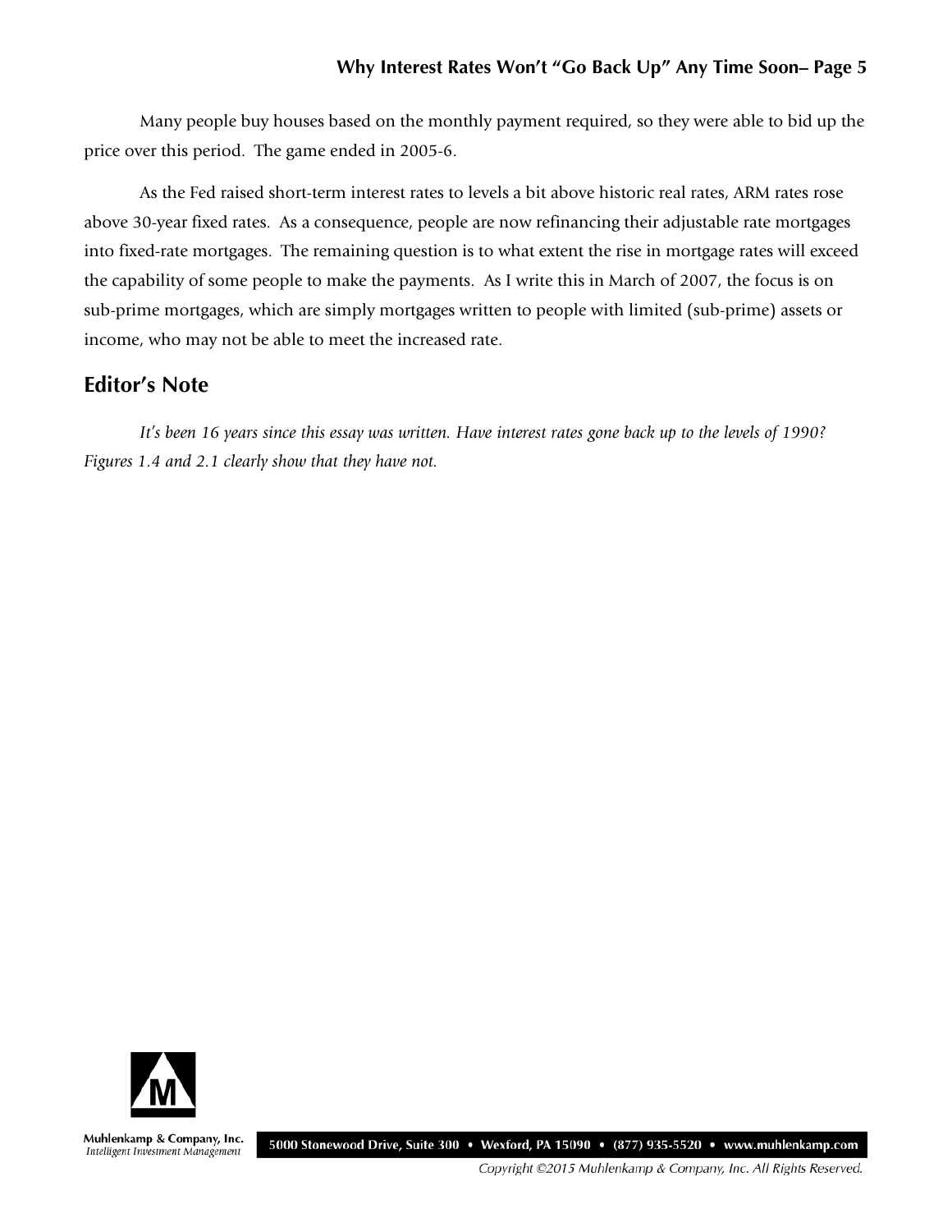Many people buy houses based on the monthly payment required, so they were able to bid up the price over this period. The game ended in 2005-6.

As the Fed raised short-term interest rates to levels a bit above historic real rates, ARM rates rose above 30-year fixed rates. As a consequence, people are now refinancing their adjustable rate mortgages into fixed-rate mortgages. The remaining question is to what extent the rise in mortgage rates will exceed the capability of some people to make the payments. As I write this in March of 2007, the focus is on sub-prime mortgages, which are simply mortgages written to people with limited (sub-prime) assets or income, who may not be able to meet the increased rate.

## Editor's Note

*It's been 16 years since this essay was written. Have interest rates gone back up to the levels of 1990? Figures 1.4 and 2.1 clearly show that they have not.*